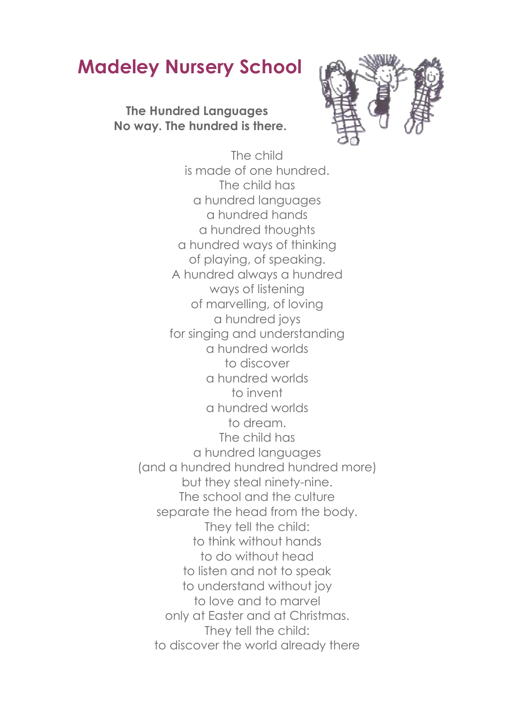# Madeley Nursery School

**The Hundred Languages**
**No way. The hundred is there.**

The child
is made of one hundred.
The child has
a hundred languages
a hundred hands
a hundred thoughts
a hundred ways of thinking
of playing, of speaking.
A hundred always a hundred
ways of listening
of marvelling, of loving
a hundred joys
for singing and understanding
a hundred worlds
to discover
a hundred worlds
to invent
a hundred worlds
to dream.
The child has
a hundred languages
(and a hundred hundred hundred more)
but they steal ninety-nine.
The school and the culture
separate the head from the body.
They tell the child:
to think without hands
to do without head
to listen and not to speak
to understand without joy
to love and to marvel
only at Easter and at Christmas.
They tell the child:
to discover the world already there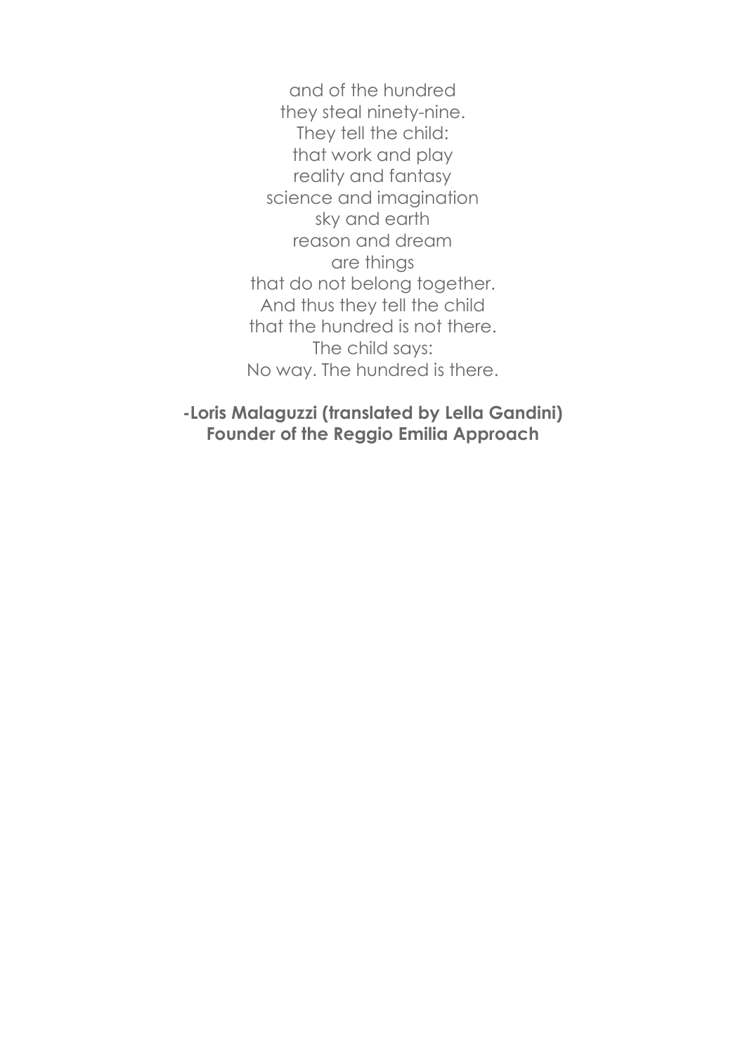and of the hundred
they steal ninety-nine.
They tell the child:
that work and play
reality and fantasy
science and imagination
sky and earth
reason and dream
are things
that do not belong together.
And thus they tell the child
that the hundred is not there.
The child says:
No way. The hundred is there.

**-Loris Malaguzzi (translated by Lella Gandini)**
**Founder of the Reggio Emilia Approach**